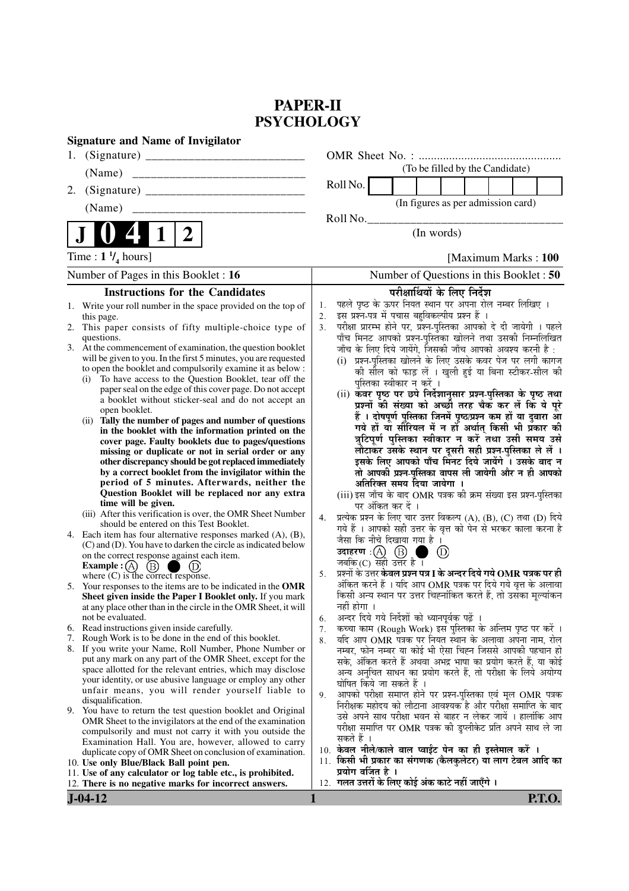# PAPER-II
# PSYCHOLOGY

**Signature and Name of Invigilator**

1. (Signature) __________________________

   (Name) __________________________

2. (Signature) __________________________

   (Name) __________________________

OMR Sheet No. : ...............................................

(To be filled by the Candidate)

Roll No. | | | | | | | | |

(In figures as per admission card)

Roll No.________________________________

(In words)

**J 0 4 1 2**

Time : $1\,^1/_4$ hours]  [Maximum Marks : **100**

Number of Pages in this Booklet : **16**  Number of Questions in this Booklet : **50**

## Instructions for the Candidates

1. Write your roll number in the space provided on the top of this page.
2. This paper consists of fifty multiple-choice type of questions.
3. At the commencement of examination, the question booklet will be given to you. In the first 5 minutes, you are requested to open the booklet and compulsorily examine it as below :
   (i) To have access to the Question Booklet, tear off the paper seal on the edge of this cover page. Do not accept a booklet without sticker-seal and do not accept an open booklet.
   (ii) **Tally the number of pages and number of questions in the booklet with the information printed on the cover page. Faulty booklets due to pages/questions missing or duplicate or not in serial order or any other discrepancy should be got replaced immediately by a correct booklet from the invigilator within the period of 5 minutes. Afterwards, neither the Question Booklet will be replaced nor any extra time will be given.**
   (iii) After this verification is over, the OMR Sheet Number should be entered on this Test Booklet.
4. Each item has four alternative responses marked (A), (B), (C) and (D). You have to darken the circle as indicated below on the correct response against each item.
   **Example :** (A) (B) ● (D)
   where (C) is the correct response.
5. Your responses to the items are to be indicated in the **OMR Sheet given inside the Paper I Booklet only.** If you mark at any place other than in the circle in the OMR Sheet, it will not be evaluated.
6. Read instructions given inside carefully.
7. Rough Work is to be done in the end of this booklet.
8. If you write your Name, Roll Number, Phone Number or put any mark on any part of the OMR Sheet, except for the space allotted for the relevant entries, which may disclose your identity, or use abusive language or employ any other unfair means, you will render yourself liable to disqualification.
9. You have to return the test question booklet and Original OMR Sheet to the invigilators at the end of the examination compulsorily and must not carry it with you outside the Examination Hall. You are, however, allowed to carry duplicate copy of OMR Sheet on conclusion of examination.
10. **Use only Blue/Black Ball point pen.**
11. **Use of any calculator or log table etc., is prohibited.**
12. **There is no negative marks for incorrect answers.**

## परीक्षार्थियों के लिए निर्देश

1. पहले पृष्ठ के ऊपर नियत स्थान पर अपना रोल नम्बर लिखिए ।
2. इस प्रश्न-पत्र में पचास बहुविकल्पीय प्रश्न हैं ।
3. परीक्षा प्रारम्भ होने पर, प्रश्न-पुस्तिका आपको दे दी जायेगी । पहले पाँच मिनट आपको प्रश्न-पुस्तिका खोलने तथा उसकी निम्नलिखित जाँच के लिए दिये जायेंगे, जिसकी जाँच आपको अवश्य करनी है :
   (i) प्रश्न-पुस्तिका खोलने के लिए उसके कवर पेज पर लगी कागज की सील को फाड़ लें । खुली हुई या बिना स्टीकर-सील की पुस्तिका स्वीकार न करें ।
   (ii) **कवर पृष्ठ पर छपे निर्देशानुसार प्रश्न-पुस्तिका के पृष्ठ तथा प्रश्नों की संख्या को अच्छी तरह चैक कर लें कि ये पूरे हैं । दोषपूर्ण पुस्तिका जिनमें पृष्ठ/प्रश्न कम हों या दुबारा आ गये हों या सीरियल में न हों अर्थात् किसी भी प्रकार की त्रुटिपूर्ण पुस्तिका स्वीकार न करें तथा उसी समय उसे लौटाकर उसके स्थान पर दूसरी सही प्रश्न-पुस्तिका ले लें । इसके लिए आपको पाँच मिनट दिये जायेंगे । उसके बाद न तो आपकी प्रश्न-पुस्तिका वापस ली जायेगी और न ही आपको अतिरिक्त समय दिया जायेगा ।**
   (iii) इस जाँच के बाद OMR पत्रक की क्रम संख्या इस प्रश्न-पुस्तिका पर अंकित कर दें ।
4. प्रत्येक प्रश्न के लिए चार उत्तर विकल्प (A), (B), (C) तथा (D) दिये गये हैं । आपको सही उत्तर के वृत्त को पेन से भरकर काला करना है जैसा कि नीचे दिखाया गया है ।
   **उदाहरण :** (A) (B) ● (D)
   जबकि (C) सही उत्तर है ।
5. प्रश्नों के उत्तर **केवल प्रश्न पत्र I के अन्दर दिये गये OMR पत्रक पर ही** अंकित करने हैं । यदि आप OMR पत्रक पर दिये गये वृत्त के अलावा किसी अन्य स्थान पर उत्तर चिह्नांकित करते हैं, तो उसका मूल्यांकन नहीं होगा ।
6. अन्दर दिये गये निर्देशों को ध्यानपूर्वक पढ़ें ।
7. कच्चा काम (Rough Work) इस पुस्तिका के अन्तिम पृष्ठ पर करें ।
8. यदि आप OMR पत्रक पर नियत स्थान के अलावा अपना नाम, रोल नम्बर, फोन नम्बर या कोई भी ऐसा चिह्न जिससे आपकी पहचान हो सके, अंकित करते हैं अथवा अभद्र भाषा का प्रयोग करते हैं, या कोई अन्य अनुचित साधन का प्रयोग करते हैं, तो परीक्षा के लिये अयोग्य घोषित किये जा सकते हैं ।
9. आपको परीक्षा समाप्त होने पर प्रश्न-पुस्तिका एवं मूल OMR पत्रक निरीक्षक महोदय को लौटाना आवश्यक है और परीक्षा समाप्ति के बाद उसे अपने साथ परीक्षा भवन से बाहर न लेकर जायें । हालांकि आप परीक्षा समाप्ति पर OMR पत्रक की डुप्लीकेट प्रति अपने साथ ले जा सकते हैं ।
10. **केवल नीले/काले बाल प्वाईंट पेन का ही इस्तेमाल करें ।**
11. **किसी भी प्रकार का संगणक (कैलकुलेटर) या लाग टेबल आदि का प्रयोग वर्जित है ।**
12. **गलत उत्तरों के लिए कोई अंक काटे नहीं जाएँगे ।**

**J-04-12**  **P.T.O.**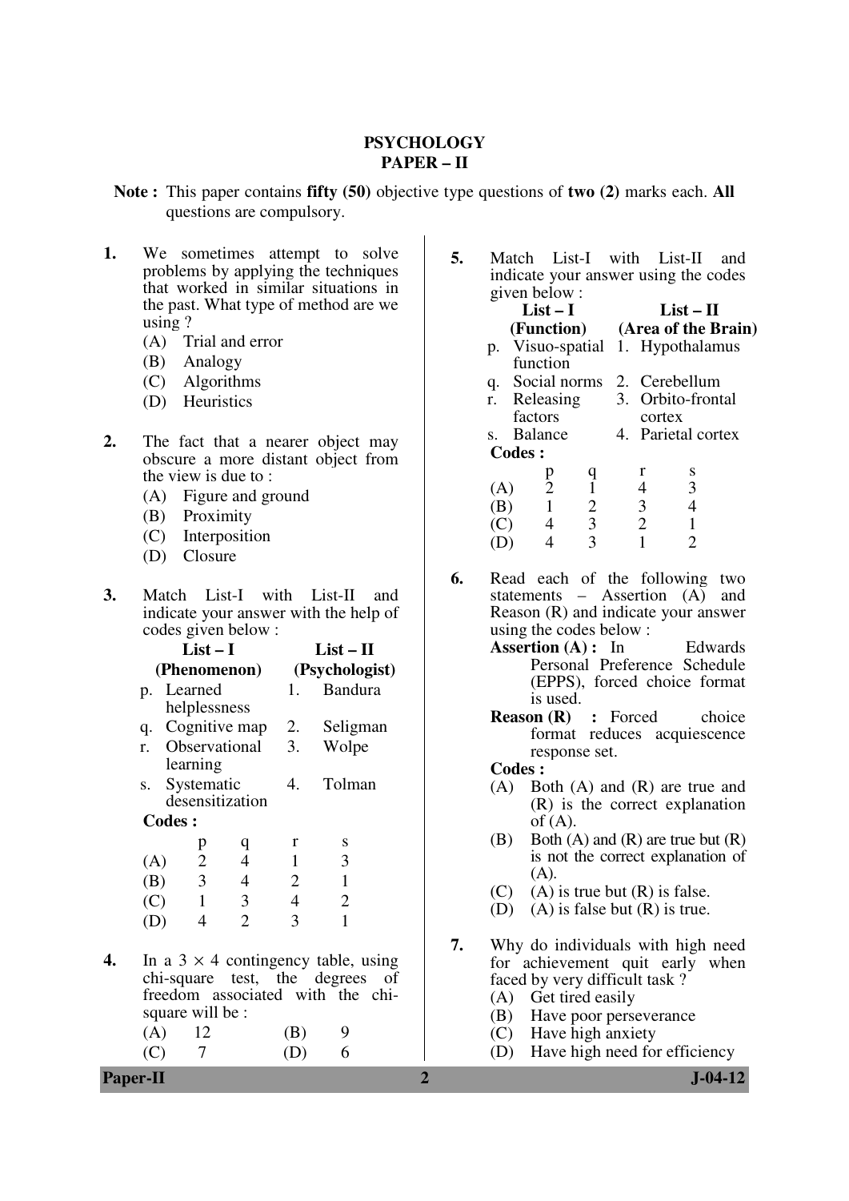# PSYCHOLOGY
## PAPER – II

**Note :** This paper contains **fifty (50)** objective type questions of **two (2)** marks each. **All** questions are compulsory.

**1.** We sometimes attempt to solve problems by applying the techniques that worked in similar situations in the past. What type of method are we using ?

(A) Trial and error
(B) Analogy
(C) Algorithms
(D) Heuristics

**2.** The fact that a nearer object may obscure a more distant object from the view is due to :

(A) Figure and ground
(B) Proximity
(C) Interposition
(D) Closure

**3.** Match List-I with List-II and indicate your answer with the help of codes given below :

| | List – I (Phenomenon) | | List – II (Psychologist) |
|---|---|---|---|
| p. | Learned helplessness | 1. | Bandura |
| q. | Cognitive map | 2. | Seligman |
| r. | Observational learning | 3. | Wolpe |
| s. | Systematic desensitization | 4. | Tolman |

**Codes :**

| | p | q | r | s |
|---|---|---|---|---|
| (A) | 2 | 4 | 1 | 3 |
| (B) | 3 | 4 | 2 | 1 |
| (C) | 1 | 3 | 4 | 2 |
| (D) | 4 | 2 | 3 | 1 |

**4.** In a $3 \times 4$ contingency table, using chi-square test, the degrees of freedom associated with the chi-square will be :

(A) 12
(B) 9
(C) 7
(D) 6

**5.** Match List-I with List-II and indicate your answer using the codes given below :

| | List – I (Function) | | List – II (Area of the Brain) |
|---|---|---|---|
| p. | Visuo-spatial function | 1. | Hypothalamus |
| q. | Social norms | 2. | Cerebellum |
| r. | Releasing factors | 3. | Orbito-frontal cortex |
| s. | Balance | 4. | Parietal cortex |

**Codes :**

| | p | q | r | s |
|---|---|---|---|---|
| (A) | 2 | 1 | 4 | 3 |
| (B) | 1 | 2 | 3 | 4 |
| (C) | 4 | 3 | 2 | 1 |
| (D) | 4 | 3 | 1 | 2 |

**6.** Read each of the following two statements – Assertion (A) and Reason (R) and indicate your answer using the codes below :

**Assertion (A) :** In Edwards Personal Preference Schedule (EPPS), forced choice format is used.

**Reason (R) :** Forced choice format reduces acquiescence response set.

**Codes :**

(A) Both (A) and (R) are true and (R) is the correct explanation of (A).
(B) Both (A) and (R) are true but (R) is not the correct explanation of (A).
(C) (A) is true but (R) is false.
(D) (A) is false but (R) is true.

**7.** Why do individuals with high need for achievement quit early when faced by very difficult task ?

(A) Get tired easily
(B) Have poor perseverance
(C) Have high anxiety
(D) Have high need for efficiency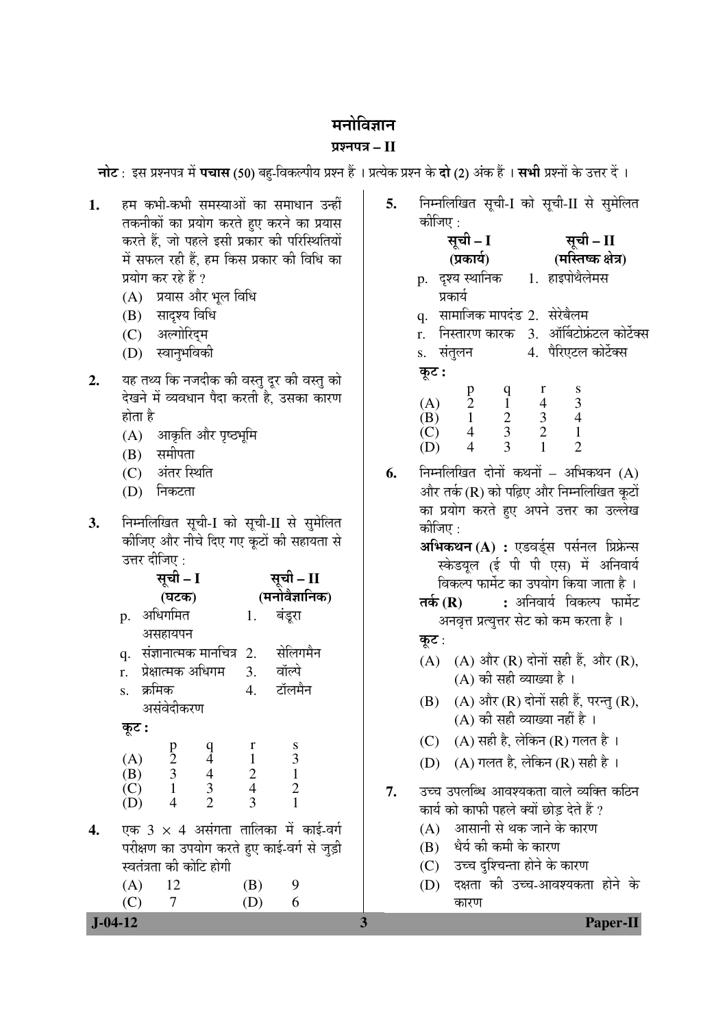# मनोविज्ञान

## प्रश्नपत्र – II

**नोट** : इस प्रश्नपत्र में **पचास** (50) बहु-विकल्पीय प्रश्न हैं । प्रत्येक प्रश्न के **दो** (2) अंक हैं । **सभी** प्रश्नों के उत्तर दें ।

**1.** हम कभी-कभी समस्याओं का समाधान उन्हीं तकनीकों का प्रयोग करते हुए करने का प्रयास करते हैं, जो पहले इसी प्रकार की परिस्थितियों में सफल रही हैं, हम किस प्रकार की विधि का प्रयोग कर रहे हैं ?

(A) प्रयास और भूल विधि
(B) सादृश्य विधि
(C) अल्गोरिद्म
(D) स्वानुभविकी

**2.** यह तथ्य कि नजदीक की वस्तु दूर की वस्तु को देखने में व्यवधान पैदा करती है, उसका कारण होता है

(A) आकृति और पृष्ठभूमि
(B) समीपता
(C) अंतर स्थिति
(D) निकटता

**3.** निम्नलिखित सूची-I को सूची-II से सुमेलित कीजिए और नीचे दिए गए कूटों की सहायता से उत्तर दीजिए :

| सूची – I (घटक) | सूची – II (मनोवैज्ञानिक) |
|---|---|
| p. अधिगमित असहायपन | 1. बंडूरा |
| q. संज्ञानात्मक मानचित्र | 2. सेलिगमैन |
| r. प्रेक्षात्मक अधिगम | 3. वॉल्पे |
| s. क्रमिक असंवेदीकरण | 4. टॉलमैन |

**कूट :**

| | p | q | r | s |
|---|---|---|---|---|
| (A) | 2 | 4 | 1 | 3 |
| (B) | 3 | 4 | 2 | 1 |
| (C) | 1 | 3 | 4 | 2 |
| (D) | 4 | 2 | 3 | 1 |

**4.** एक 3 × 4 असंगता तालिका में काई-वर्ग परीक्षण का उपयोग करते हुए काई-वर्ग से जुड़ी स्वतंत्रता की कोटि होगी

(A) 12
(B) 9
(C) 7
(D) 6

**5.** निम्नलिखित सूची-I को सूची-II से सुमेलित कीजिए :

| सूची – I (प्रकार्य) | सूची – II (मस्तिष्क क्षेत्र) |
|---|---|
| p. दृश्य स्थानिक प्रकार्य | 1. हाइपोथैलेमस |
| q. सामाजिक मापदंड | 2. सेरेबैलम |
| r. निस्तारण कारक | 3. ऑर्बिटोफ्रंटल कोर्टेक्स |
| s. संतुलन | 4. पैरिएटल कोर्टेक्स |

**कूट :**

| | p | q | r | s |
|---|---|---|---|---|
| (A) | 2 | 1 | 4 | 3 |
| (B) | 1 | 2 | 3 | 4 |
| (C) | 4 | 3 | 2 | 1 |
| (D) | 4 | 3 | 1 | 2 |

**6.** निम्नलिखित दोनों कथनों – अभिकथन (A) और तर्क (R) को पढ़िए और निम्नलिखित कूटों का प्रयोग करते हुए अपने उत्तर का उल्लेख कीजिए :

**अभिकथन (A) :** एडवर्ड्स पर्सनल प्रिफ्रेन्स स्केडयूल (ई पी पी एस) में अनिवार्य विकल्प फार्मेट का उपयोग किया जाता है ।

**तर्क (R) :** अनिवार्य विकल्प फार्मेट अनवृत्त प्रत्युत्तर सेट को कम करता है ।

**कूट :**

(A) (A) और (R) दोनों सही हैं, और (R), (A) की सही व्याख्या है ।
(B) (A) और (R) दोनों सही हैं, परन्तु (R), (A) की सही व्याख्या नहीं है ।
(C) (A) सही है, लेकिन (R) गलत है ।
(D) (A) गलत है, लेकिन (R) सही है ।

**7.** उच्च उपलब्धि आवश्यकता वाले व्यक्ति कठिन कार्य को काफी पहले क्यों छोड़ देते हैं ?

(A) आसानी से थक जाने के कारण
(B) धैर्य की कमी के कारण
(C) उच्च दुश्चिन्ता होने के कारण
(D) दक्षता की उच्च-आवश्यकता होने के कारण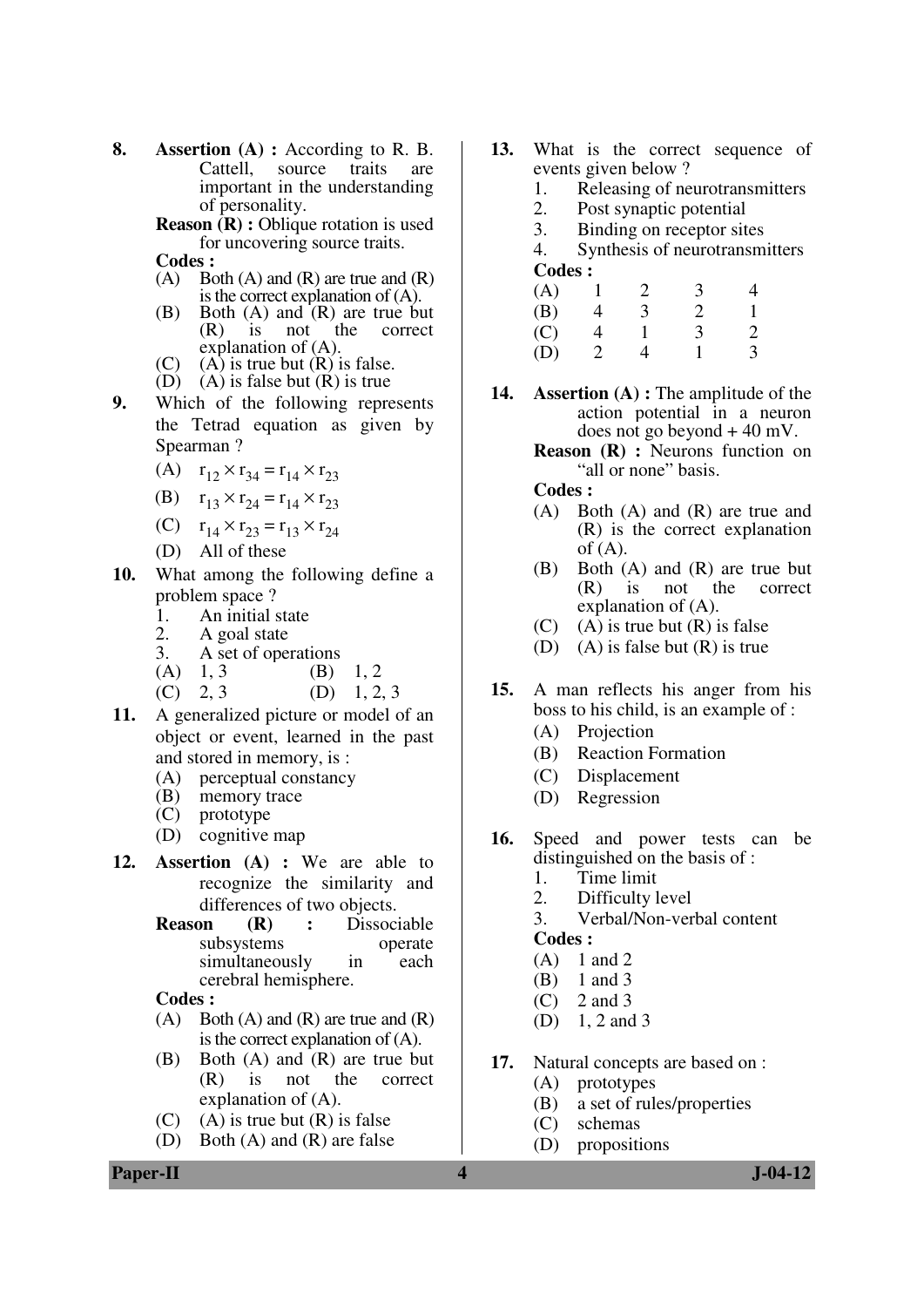**8.** **Assertion (A) :** According to R. B. Cattell, source traits are important in the understanding of personality.

**Reason (R) :** Oblique rotation is used for uncovering source traits.

**Codes :**

(A) Both (A) and (R) are true and (R) is the correct explanation of (A).
(B) Both (A) and (R) are true but (R) is not the correct explanation of (A).
(C) (A) is true but (R) is false.
(D) (A) is false but (R) is true

**9.** Which of the following represents the Tetrad equation as given by Spearman ?

(A) $r_{12} \times r_{34} = r_{14} \times r_{23}$
(B) $r_{13} \times r_{24} = r_{14} \times r_{23}$
(C) $r_{14} \times r_{23} = r_{13} \times r_{24}$
(D) All of these

**10.** What among the following define a problem space ?

1. An initial state
2. A goal state
3. A set of operations

(A) 1, 3 (B) 1, 2
(C) 2, 3 (D) 1, 2, 3

**11.** A generalized picture or model of an object or event, learned in the past and stored in memory, is :

(A) perceptual constancy
(B) memory trace
(C) prototype
(D) cognitive map

**12.** **Assertion (A) :** We are able to recognize the similarity and differences of two objects.

**Reason (R) :** Dissociable subsystems operate simultaneously in each cerebral hemisphere.

**Codes :**

(A) Both (A) and (R) are true and (R) is the correct explanation of (A).
(B) Both (A) and (R) are true but (R) is not the correct explanation of (A).
(C) (A) is true but (R) is false
(D) Both (A) and (R) are false

**13.** What is the correct sequence of events given below ?

1. Releasing of neurotransmitters
2. Post synaptic potential
3. Binding on receptor sites
4. Synthesis of neurotransmitters

**Codes :**

| | | | | |
|---|---|---|---|---|
| (A) | 1 | 2 | 3 | 4 |
| (B) | 4 | 3 | 2 | 1 |
| (C) | 4 | 1 | 3 | 2 |
| (D) | 2 | 4 | 1 | 3 |

**14.** **Assertion (A) :** The amplitude of the action potential in a neuron does not go beyond + 40 mV.

**Reason (R) :** Neurons function on "all or none" basis.

**Codes :**

(A) Both (A) and (R) are true and (R) is the correct explanation of (A).
(B) Both (A) and (R) are true but (R) is not the correct explanation of (A).
(C) (A) is true but (R) is false
(D) (A) is false but (R) is true

**15.** A man reflects his anger from his boss to his child, is an example of :

(A) Projection
(B) Reaction Formation
(C) Displacement
(D) Regression

**16.** Speed and power tests can be distinguished on the basis of :

1. Time limit
2. Difficulty level
3. Verbal/Non-verbal content

**Codes :**

(A) 1 and 2
(B) 1 and 3
(C) 2 and 3
(D) 1, 2 and 3

**17.** Natural concepts are based on :

(A) prototypes
(B) a set of rules/properties
(C) schemas
(D) propositions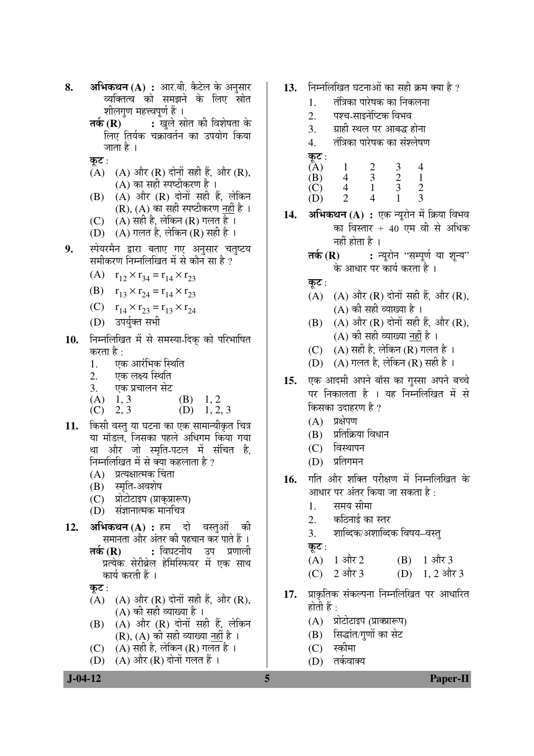8. **अभिकथन (A) :** आर.बी. कैटेल के अनुसार व्यक्तित्व को समझने के लिए स्रोत शीलगुण महत्त्वपूर्ण हैं ।

   **तर्क (R) :** खुले स्रोत की विशेषता के लिए तिर्यक चक्रावर्तन का उपयोग किया जाता है ।

   **कूट** :

   (A) (A) और (R) दोनों सही हैं, और (R), (A) का सही स्पष्टीकरण है ।

   (B) (A) और (R) दोनों सही हैं, लेकिन (R), (A) का सही स्पष्टीकरण नहीं है ।

   (C) (A) सही है, लेकिन (R) गलत है ।

   (D) (A) गलत है, लेकिन (R) सही है ।

9. स्पेयरमैन द्वारा बताए गए अनुसार चतुष्टय समीकरण निम्नलिखित में से कौन सा है ?

   (A) $r_{12} \times r_{34} = r_{14} \times r_{23}$

   (B) $r_{13} \times r_{24} = r_{14} \times r_{23}$

   (C) $r_{14} \times r_{23} = r_{13} \times r_{24}$

   (D) उपर्युक्त सभी

10. निम्नलिखित में से समस्या-दिक् को परिभाषित करता है :

    1. एक आरंभिक स्थिति
    2. एक लक्ष्य स्थिति
    3. एक प्रचालन सेट

    (A) 1, 3 (B) 1, 2

    (C) 2, 3 (D) 1, 2, 3

11. किसी वस्तु या घटना का एक सामान्यीकृत चित्र या मॉडल, जिसका पहले अधिगम किया गया था और जो स्मृति-पटल में संचित है, निम्नलिखित में से क्या कहलाता है ?

    (A) प्रत्यक्षात्मक चिंता

    (B) स्मृति-अवशेष

    (C) प्रोटोटाइप (प्राक्प्रारूप)

    (D) संज्ञानात्मक मानचित्र

12. **अभिकथन (A) :** हम दो वस्तुओं की समानता और अंतर की पहचान कर पाते हैं ।

    **तर्क (R) :** विघटनीय उप प्रणाली प्रत्येक सेरीब्रेल हेमिस्फियर में एक साथ कार्य करती हैं ।

    **कूट** :

    (A) (A) और (R) दोनों सही हैं, और (R), (A) की सही व्याख्या है ।

    (B) (A) और (R) दोनों सही हैं, लेकिन (R), (A) की सही व्याख्या नहीं है ।

    (C) (A) सही है, लेकिन (R) गलत है ।

    (D) (A) और (R) दोनों गलत हैं ।

13. निम्नलिखित घटनाओं का सही क्रम क्या है ?

    1. तंत्रिका पारेषक का निकलना
    2. पश्च-साइनेप्टिक विभव
    3. ग्राही स्थल पर आबद्ध होना
    4. तंत्रिका पारेषक का संश्लेषण

    **कूट** :

    | | | | | |
    |---|---|---|---|---|
    | (A) | 1 | 2 | 3 | 4 |
    | (B) | 4 | 3 | 2 | 1 |
    | (C) | 4 | 1 | 3 | 2 |
    | (D) | 2 | 4 | 1 | 3 |

14. **अभिकथन (A) :** एक न्यूरोन में क्रिया विभव का विस्तार + 40 एम वी से अधिक नहीं होता है ।

    **तर्क (R) :** न्यूरोन "सम्पूर्ण या शून्य" के आधार पर कार्य करता है ।

    **कूट** :

    (A) (A) और (R) दोनों सही हैं, और (R), (A) की सही व्याख्या है ।

    (B) (A) और (R) दोनों सही हैं, और (R), (A) की सही व्याख्या नहीं है ।

    (C) (A) सही है, लेकिन (R) गलत है ।

    (D) (A) गलत है, लेकिन (R) सही है ।

15. एक आदमी अपने बॉस का गुस्सा अपने बच्चे पर निकालता है । यह निम्नलिखित में से किसका उदाहरण है ?

    (A) प्रक्षेपण

    (B) प्रतिक्रिया विधान

    (C) विस्थापन

    (D) प्रतिगमन

16. गति और शक्ति परीक्षण में निम्नलिखित के आधार पर अंतर किया जा सकता है :

    1. समय सीमा
    2. कठिनाई का स्तर
    3. शाब्दिक/अशाब्दिक विषय–वस्तु

    **कूट** :

    (A) 1 और 2 (B) 1 और 3

    (C) 2 और 3 (D) 1, 2 और 3

17. प्राकृतिक संकल्पना निम्नलिखित पर आधारित होती हैं :

    (A) प्रोटोटाइप (प्राक्प्रारूप)

    (B) सिद्धांत/गुणों का सेट

    (C) स्कीमा

    (D) तर्कवाक्य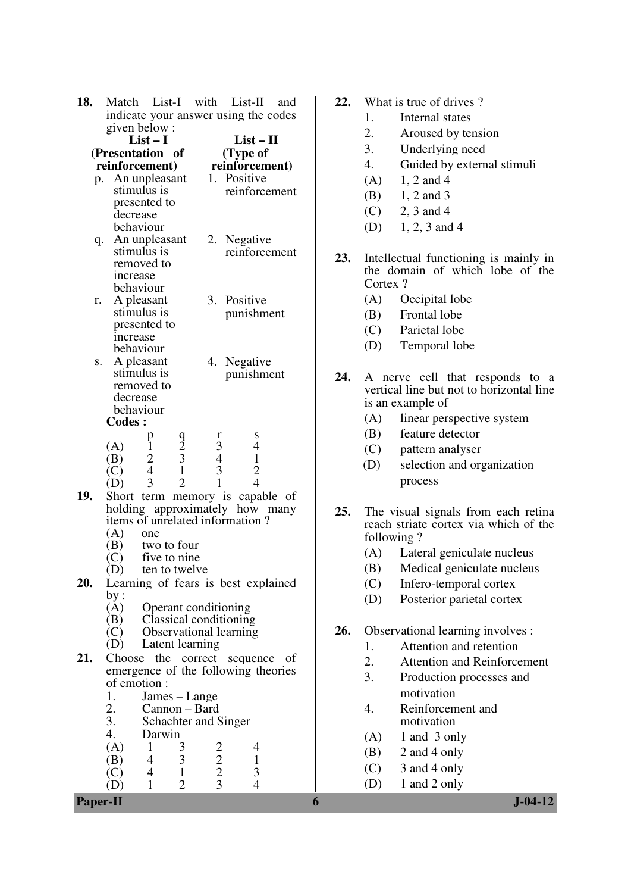**18.** Match List-I with List-II and indicate your answer using the codes given below :

| List – I (Presentation of reinforcement) | List – II (Type of reinforcement) |
|---|---|
| p. An unpleasant stimulus is presented to decrease behaviour | 1. Positive reinforcement |
| q. An unpleasant stimulus is removed to increase behaviour | 2. Negative reinforcement |
| r. A pleasant stimulus is presented to increase behaviour | 3. Positive punishment |
| s. A pleasant stimulus is removed to decrease behaviour | 4. Negative punishment |

**Codes :**

| | p | q | r | s |
|---|---|---|---|---|
| (A) | 1 | 2 | 3 | 4 |
| (B) | 2 | 3 | 4 | 1 |
| (C) | 4 | 1 | 3 | 2 |
| (D) | 3 | 2 | 1 | 4 |

**19.** Short term memory is capable of holding approximately how many items of unrelated information ?

(A) one
(B) two to four
(C) five to nine
(D) ten to twelve

**20.** Learning of fears is best explained by :

(A) Operant conditioning
(B) Classical conditioning
(C) Observational learning
(D) Latent learning

**21.** Choose the correct sequence of emergence of the following theories of emotion :

1. James – Lange
2. Cannon – Bard
3. Schachter and Singer
4. Darwin

| | | | | |
|---|---|---|---|---|
| (A) | 1 | 3 | 2 | 4 |
| (B) | 4 | 3 | 2 | 1 |
| (C) | 4 | 1 | 2 | 3 |
| (D) | 1 | 2 | 3 | 4 |

**22.** What is true of drives ?

1. Internal states
2. Aroused by tension
3. Underlying need
4. Guided by external stimuli

(A) 1, 2 and 4
(B) 1, 2 and 3
(C) 2, 3 and 4
(D) 1, 2, 3 and 4

**23.** Intellectual functioning is mainly in the domain of which lobe of the Cortex ?

(A) Occipital lobe
(B) Frontal lobe
(C) Parietal lobe
(D) Temporal lobe

**24.** A nerve cell that responds to a vertical line but not to horizontal line is an example of

(A) linear perspective system
(B) feature detector
(C) pattern analyser
(D) selection and organization process

**25.** The visual signals from each retina reach striate cortex via which of the following ?

(A) Lateral geniculate nucleus
(B) Medical geniculate nucleus
(C) Infero-temporal cortex
(D) Posterior parietal cortex

**26.** Observational learning involves :

1. Attention and retention
2. Attention and Reinforcement
3. Production processes and motivation
4. Reinforcement and motivation

(A) 1 and 3 only
(B) 2 and 4 only
(C) 3 and 4 only
(D) 1 and 2 only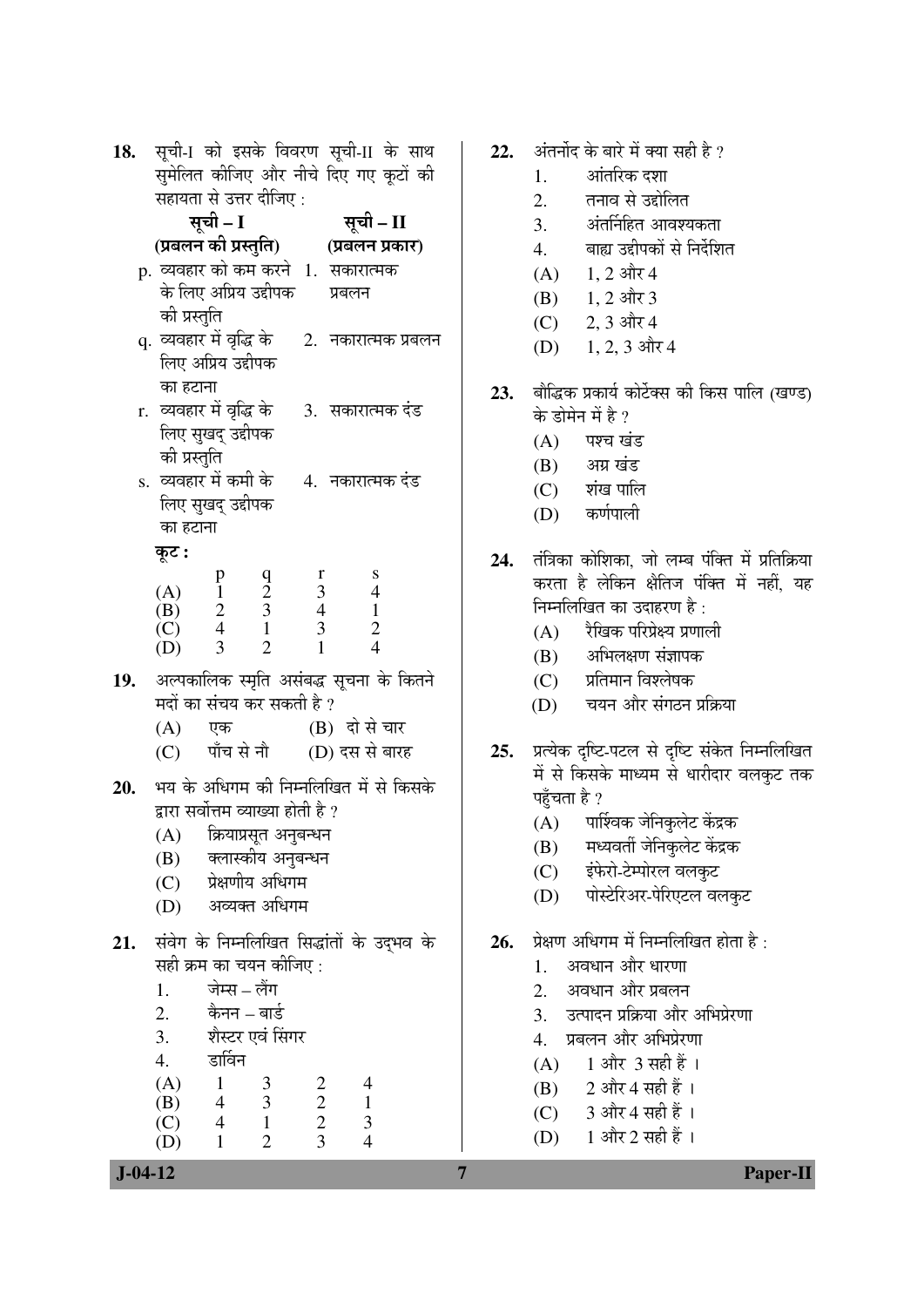18. सूची-I को इसके विवरण सूची-II के साथ सुमेलित कीजिए और नीचे दिए गए कूटों की सहायता से उत्तर दीजिए :

| सूची – I (प्रबलन की प्रस्तुति) | सूची – II (प्रबलन प्रकार) |
|---|---|
| p. व्यवहार को कम करने के लिए अप्रिय उद्दीपक की प्रस्तुति | 1. सकारात्मक प्रबलन |
| q. व्यवहार में वृद्धि के लिए अप्रिय उद्दीपक का हटाना | 2. नकारात्मक प्रबलन |
| r. व्यवहार में वृद्धि के लिए सुखद् उद्दीपक की प्रस्तुति | 3. सकारात्मक दंड |
| s. व्यवहार में कमी के लिए सुखद् उद्दीपक का हटाना | 4. नकारात्मक दंड |

**कूट :**

| | p | q | r | s |
|---|---|---|---|---|
| (A) | 1 | 2 | 3 | 4 |
| (B) | 2 | 3 | 4 | 1 |
| (C) | 4 | 1 | 3 | 2 |
| (D) | 3 | 2 | 1 | 4 |

19. अल्पकालिक स्मृति असंबद्ध सूचना के कितने मदों का संचय कर सकती है ?
   (A) एक
   (B) दो से चार
   (C) पाँच से नौ
   (D) दस से बारह

20. भय के अधिगम की निम्नलिखित में से किसके द्वारा सर्वोत्तम व्याख्या होती है ?
   (A) क्रियाप्रसूत अनुबन्धन
   (B) क्लास्कीय अनुबन्धन
   (C) प्रेक्षणीय अधिगम
   (D) अव्यक्त अधिगम

21. संवेग के निम्नलिखित सिद्धांतों के उद्भव के सही क्रम का चयन कीजिए :
   1. जेम्स – लैंग
   2. कैनन – बार्ड
   3. शैस्टर एवं सिंगर
   4. डार्विन

| | | | | |
|---|---|---|---|---|
| (A) | 1 | 3 | 2 | 4 |
| (B) | 4 | 3 | 2 | 1 |
| (C) | 4 | 1 | 2 | 3 |
| (D) | 1 | 2 | 3 | 4 |

22. अंतर्नोद के बारे में क्या सही है ?
   1. आंतरिक दशा
   2. तनाव से उद्वोलित
   3. अंतर्निहित आवश्यकता
   4. बाह्य उद्दीपकों से निर्देशित

   (A) 1, 2 और 4
   (B) 1, 2 और 3
   (C) 2, 3 और 4
   (D) 1, 2, 3 और 4

23. बौद्धिक प्रकार्य कोर्टेक्स की किस पालि (खण्ड) के डोमेन में है ?
   (A) पश्च खंड
   (B) अग्र खंड
   (C) शंख पालि
   (D) कर्णपाली

24. तंत्रिका कोशिका, जो लम्ब पंक्ति में प्रतिक्रिया करता है लेकिन क्षैतिज पंक्ति में नहीं, यह निम्नलिखित का उदाहरण है :
   (A) रैखिक परिप्रेक्ष्य प्रणाली
   (B) अभिलक्षण संज्ञापक
   (C) प्रतिमान विश्लेषक
   (D) चयन और संगठन प्रक्रिया

25. प्रत्येक दृष्टि-पटल से दृष्टि संकेत निम्नलिखित में से किसके माध्यम से धारीदार वलकुट तक पहुँचता है ?
   (A) पार्श्विक जेनिकुलेट केंद्रक
   (B) मध्यवर्ती जेनिकुलेट केंद्रक
   (C) इंफेरो-टेम्पोरल वलकुट
   (D) पोस्टेरिअर-पेरिएटल वलकुट

26. प्रेक्षण अधिगम में निम्नलिखित होता है :
   1. अवधान और धारणा
   2. अवधान और प्रबलन
   3. उत्पादन प्रक्रिया और अभिप्रेरणा
   4. प्रबलन और अभिप्रेरणा

   (A) 1 और 3 सही हैं ।
   (B) 2 और 4 सही हैं ।
   (C) 3 और 4 सही हैं ।
   (D) 1 और 2 सही हैं ।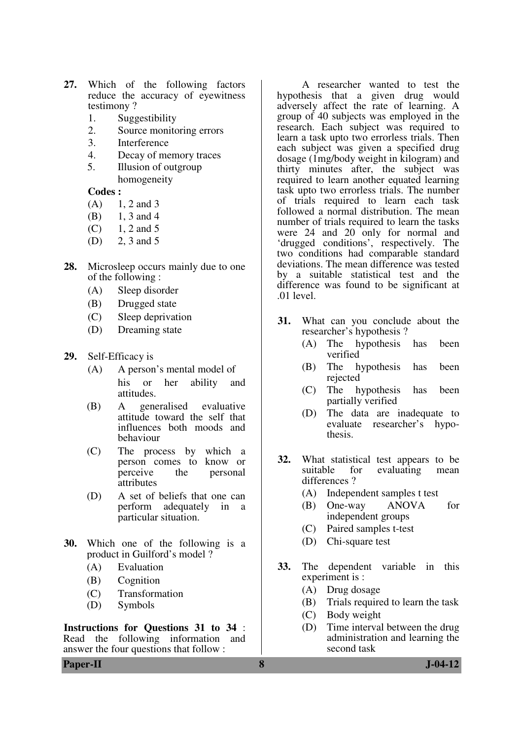27. Which of the following factors reduce the accuracy of eyewitness testimony ?
    1. Suggestibility
    2. Source monitoring errors
    3. Interference
    4. Decay of memory traces
    5. Illusion of outgroup homogeneity

    **Codes :**
    (A) 1, 2 and 3
    (B) 1, 3 and 4
    (C) 1, 2 and 5
    (D) 2, 3 and 5

28. Microsleep occurs mainly due to one of the following :
    (A) Sleep disorder
    (B) Drugged state
    (C) Sleep deprivation
    (D) Dreaming state

29. Self-Efficacy is
    (A) A person's mental model of his or her ability and attitudes.
    (B) A generalised evaluative attitude toward the self that influences both moods and behaviour
    (C) The process by which a person comes to know or perceive the personal attributes
    (D) A set of beliefs that one can perform adequately in a particular situation.

30. Which one of the following is a product in Guilford's model ?
    (A) Evaluation
    (B) Cognition
    (C) Transformation
    (D) Symbols

**Instructions for Questions 31 to 34** : Read the following information and answer the four questions that follow :

A researcher wanted to test the hypothesis that a given drug would adversely affect the rate of learning. A group of 40 subjects was employed in the research. Each subject was required to learn a task upto two errorless trials. Then each subject was given a specified drug dosage (1mg/body weight in kilogram) and thirty minutes after, the subject was required to learn another equated learning task upto two errorless trials. The number of trials required to learn each task followed a normal distribution. The mean number of trials required to learn the tasks were 24 and 20 only for normal and 'drugged conditions', respectively. The two conditions had comparable standard deviations. The mean difference was tested by a suitable statistical test and the difference was found to be significant at .01 level.

31. What can you conclude about the researcher's hypothesis ?
    (A) The hypothesis has been verified
    (B) The hypothesis has been rejected
    (C) The hypothesis has been partially verified
    (D) The data are inadequate to evaluate researcher's hypothesis.

32. What statistical test appears to be suitable for evaluating mean differences ?
    (A) Independent samples t test
    (B) One-way ANOVA for independent groups
    (C) Paired samples t-test
    (D) Chi-square test

33. The dependent variable in this experiment is :
    (A) Drug dosage
    (B) Trials required to learn the task
    (C) Body weight
    (D) Time interval between the drug administration and learning the second task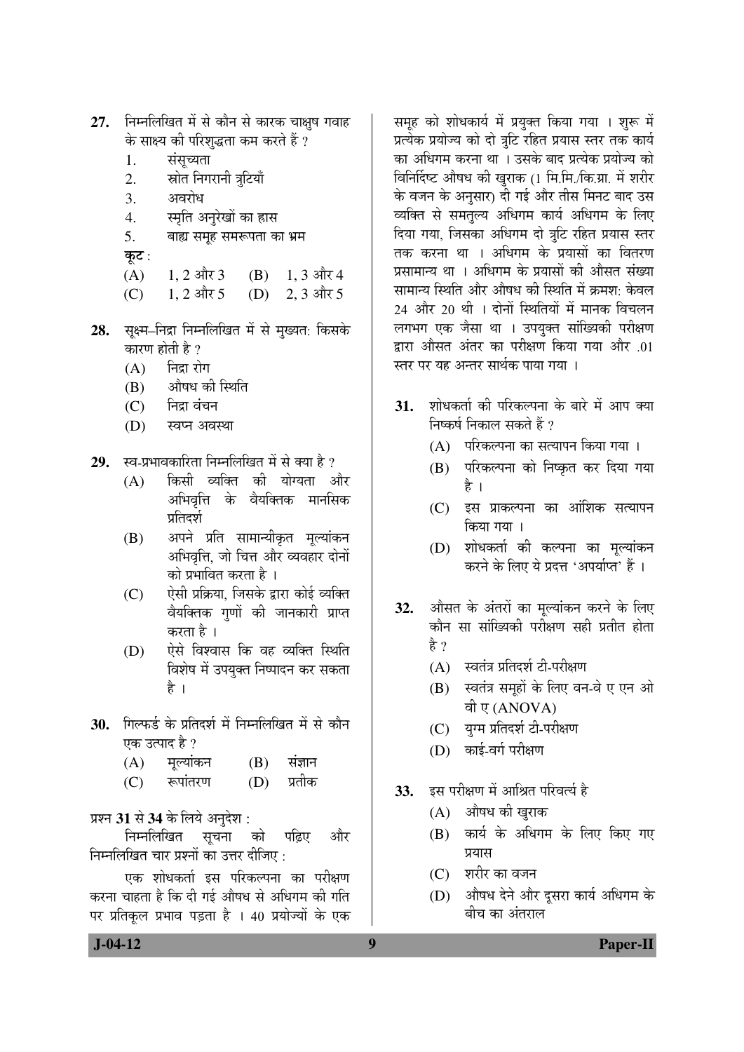**27.** निम्नलिखित में से कौन से कारक चाक्षुष गवाह के साक्ष्य की परिशुद्धता कम करते हैं ?

1. संसूच्यता
2. स्रोत निगरानी त्रुटियाँ
3. अवरोध
4. स्मृति अनुरेखों का ह्रास
5. बाह्य समूह समरूपता का भ्रम

**कूट :**

(A) 1, 2 और 3 (B) 1, 3 और 4

(C) 1, 2 और 5 (D) 2, 3 और 5

**28.** सूक्ष्म–निद्रा निम्नलिखित में से मुख्यत: किसके कारण होती है ?

(A) निद्रा रोग

(B) औषध की स्थिति

(C) निद्रा वंचन

(D) स्वप्न अवस्था

**29.** स्व-प्रभावकारिता निम्नलिखित में से क्या है ?

(A) किसी व्यक्ति की योग्यता और अभिवृत्ति के वैयक्तिक मानसिक प्रतिदर्श

(B) अपने प्रति सामान्यीकृत मूल्यांकन अभिवृत्ति, जो चित्त और व्यवहार दोनों को प्रभावित करता है ।

(C) ऐसी प्रक्रिया, जिसके द्वारा कोई व्यक्ति वैयक्तिक गुणों की जानकारी प्राप्त करता है ।

(D) ऐसे विश्वास कि वह व्यक्ति स्थिति विशेष में उपयुक्त निष्पादन कर सकता है ।

**30.** गिल्फर्ड के प्रतिदर्श में निम्नलिखित में से कौन एक उत्पाद है ?

(A) मूल्यांकन (B) संज्ञान

(C) रूपांतरण (D) प्रतीक

प्रश्न **31** से **34** के लिये अनुदेश :

निम्नलिखित सूचना को पढ़िए और निम्नलिखित चार प्रश्नों का उत्तर दीजिए :

एक शोधकर्ता इस परिकल्पना का परीक्षण करना चाहता है कि दी गई औषध से अधिगम की गति पर प्रतिकूल प्रभाव पड़ता है । 40 प्रयोज्यों के एक समूह को शोधकार्य में प्रयुक्त किया गया । शुरू में प्रत्येक प्रयोज्य को दो त्रुटि रहित प्रयास स्तर तक कार्य का अधिगम करना था । उसके बाद प्रत्येक प्रयोज्य को विनिर्दिष्ट औषध की खुराक (1 मि.मि./कि.ग्रा. में शरीर के वजन के अनुसार) दी गई और तीस मिनट बाद उस व्यक्ति से समतुल्य अधिगम कार्य अधिगम के लिए दिया गया, जिसका अधिगम दो त्रुटि रहित प्रयास स्तर तक करना था । अधिगम के प्रयासों का वितरण प्रसामान्य था । अधिगम के प्रयासों की औसत संख्या सामान्य स्थिति और औषध की स्थिति में क्रमश: केवल 24 और 20 थी । दोनों स्थितियों में मानक विचलन लगभग एक जैसा था । उपयुक्त सांख्यिकी परीक्षण द्वारा औसत अंतर का परीक्षण किया गया और .01 स्तर पर यह अन्तर सार्थक पाया गया ।

**31.** शोधकर्ता की परिकल्पना के बारे में आप क्या निष्कर्ष निकाल सकते हैं ?

(A) परिकल्पना का सत्यापन किया गया ।

(B) परिकल्पना को निष्कृत कर दिया गया है ।

(C) इस प्राकल्पना का आंशिक सत्यापन किया गया ।

(D) शोधकर्ता की कल्पना का मूल्यांकन करने के लिए ये प्रदत्त 'अपर्याप्त' हैं ।

**32.** औसत के अंतरों का मूल्यांकन करने के लिए कौन सा सांख्यिकी परीक्षण सही प्रतीत होता है ?

(A) स्वतंत्र प्रतिदर्श टी-परीक्षण

(B) स्वतंत्र समूहों के लिए वन-वे ए एन ओ वी ए (ANOVA)

(C) युग्म प्रतिदर्श टी-परीक्षण

(D) काई-वर्ग परीक्षण

**33.** इस परीक्षण में आश्रित परिवर्त्य है

(A) औषध की खुराक

(B) कार्य के अधिगम के लिए किए गए प्रयास

(C) शरीर का वजन

(D) औषध देने और दूसरा कार्य अधिगम के बीच का अंतराल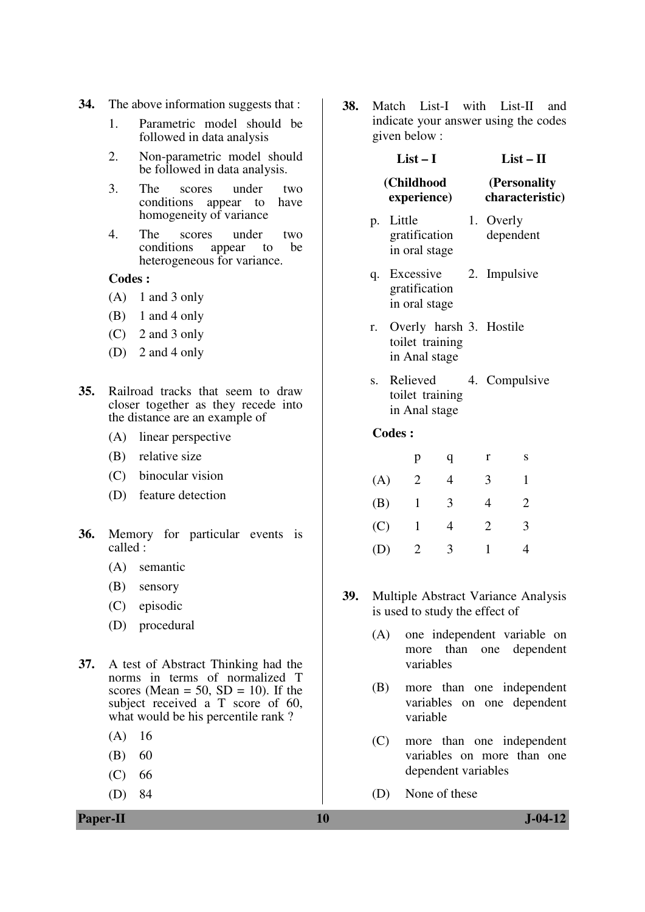34. The above information suggests that :

1. Parametric model should be followed in data analysis
2. Non-parametric model should be followed in data analysis.
3. The scores under two conditions appear to have homogeneity of variance
4. The scores under two conditions appear to be heterogeneous for variance.

**Codes :**

(A) 1 and 3 only
(B) 1 and 4 only
(C) 2 and 3 only
(D) 2 and 4 only

35. Railroad tracks that seem to draw closer together as they recede into the distance are an example of

(A) linear perspective
(B) relative size
(C) binocular vision
(D) feature detection

36. Memory for particular events is called :

(A) semantic
(B) sensory
(C) episodic
(D) procedural

37. A test of Abstract Thinking had the norms in terms of normalized T scores (Mean = 50, SD = 10). If the subject received a T score of 60, what would be his percentile rank ?

(A) 16
(B) 60
(C) 66
(D) 84

38. Match List-I with List-II and indicate your answer using the codes given below :

| List – I (Childhood experience) | List – II (Personality characteristic) |
|---|---|
| p. Little gratification in oral stage | 1. Overly dependent |
| q. Excessive gratification in oral stage | 2. Impulsive |
| r. Overly harsh toilet training in Anal stage | 3. Hostile |
| s. Relieved toilet training in Anal stage | 4. Compulsive |

**Codes :**

| | p | q | r | s |
|---|---|---|---|---|
| (A) | 2 | 4 | 3 | 1 |
| (B) | 1 | 3 | 4 | 2 |
| (C) | 1 | 4 | 2 | 3 |
| (D) | 2 | 3 | 1 | 4 |

39. Multiple Abstract Variance Analysis is used to study the effect of

(A) one independent variable on more than one dependent variables
(B) more than one independent variables on one dependent variable
(C) more than one independent variables on more than one dependent variables
(D) None of these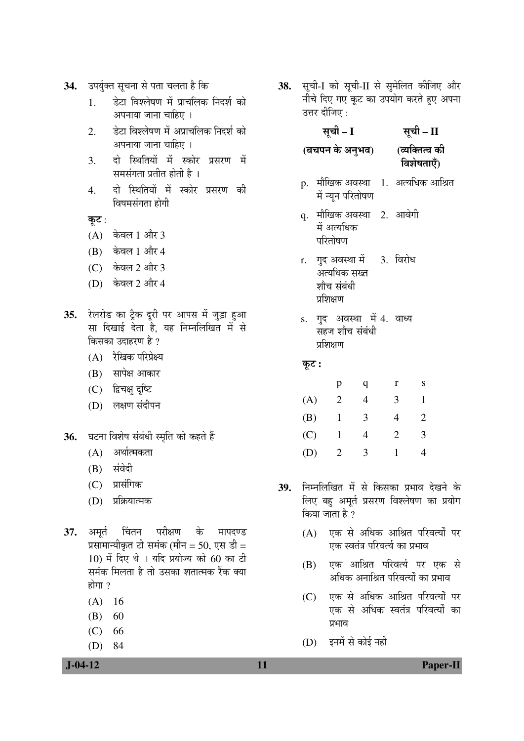**34.** उपर्युक्त सूचना से पता चलता है कि

1. डेटा विश्लेषण में प्राचलिक निदर्श को अपनाया जाना चाहिए ।
2. डेटा विश्लेषण में अप्राचलिक निदर्श को अपनाया जाना चाहिए ।
3. दो स्थितियों में स्कोर प्रसरण में समसंगता प्रतीत होती है ।
4. दो स्थितियों में स्कोर प्रसरण की विषमसंगता होगी

**कूट** :

(A) केवल 1 और 3
(B) केवल 1 और 4
(C) केवल 2 और 3
(D) केवल 2 और 4

**35.** रेलरोड का ट्रैक दूरी पर आपस में जुड़ा हुआ सा दिखाई देता है, यह निम्नलिखित में से किसका उदाहरण है ?

(A) रैखिक परिप्रेक्ष्य
(B) सापेक्ष आकार
(C) द्विचक्षु दृष्टि
(D) लक्षण संदीपन

**36.** घटना विशेष संबंधी स्मृति को कहते हैं

(A) अर्थात्मकता
(B) संवेदी
(C) प्रासंगिक
(D) प्रक्रियात्मक

**37.** अमूर्त चिंतन परीक्षण के मापदण्ड प्रसामान्यीकृत टी समंक (मीन = 50, एस डी = 10) में दिए थे । यदि प्रयोज्य को 60 का टी समंक मिलता है तो उसका शतात्मक रैंक क्या होगा ?

(A) 16
(B) 60
(C) 66
(D) 84

**38.** सूची-I को सूची-II से सुमेलित कीजिए और नीचे दिए गए कूट का उपयोग करते हुए अपना उत्तर दीजिए :

| **सूची – I (बचपन के अनुभव)** | **सूची – II (व्यक्तित्व की विशेषताएँ)** |
|---|---|
| p. मौखिक अवस्था में न्यून परितोषण | 1. अत्यधिक आश्रित |
| q. मौखिक अवस्था में अत्यधिक परितोषण | 2. आवेगी |
| r. गुद अवस्था में अत्यधिक सख्त शौच संबंधी प्रशिक्षण | 3. विरोध |
| s. गुद अवस्था में सहज शौच संबंधी प्रशिक्षण | 4. वाध्य |

**कूट :**

| | p | q | r | s |
|---|---|---|---|---|
| (A) | 2 | 4 | 3 | 1 |
| (B) | 1 | 3 | 4 | 2 |
| (C) | 1 | 4 | 2 | 3 |
| (D) | 2 | 3 | 1 | 4 |

**39.** निम्नलिखित में से किसका प्रभाव देखने के लिए बहु अमूर्त प्रसरण विश्लेषण का प्रयोग किया जाता है ?

(A) एक से अधिक आश्रित परिवर्त्यों पर एक स्वतंत्र परिवर्त्य का प्रभाव
(B) एक आश्रित परिवर्त्य पर एक से अधिक अनाश्रित परिवर्त्यों का प्रभाव
(C) एक से अधिक आश्रित परिवर्त्यों पर एक से अधिक स्वतंत्र परिवर्त्यों का प्रभाव
(D) इनमें से कोई नहीं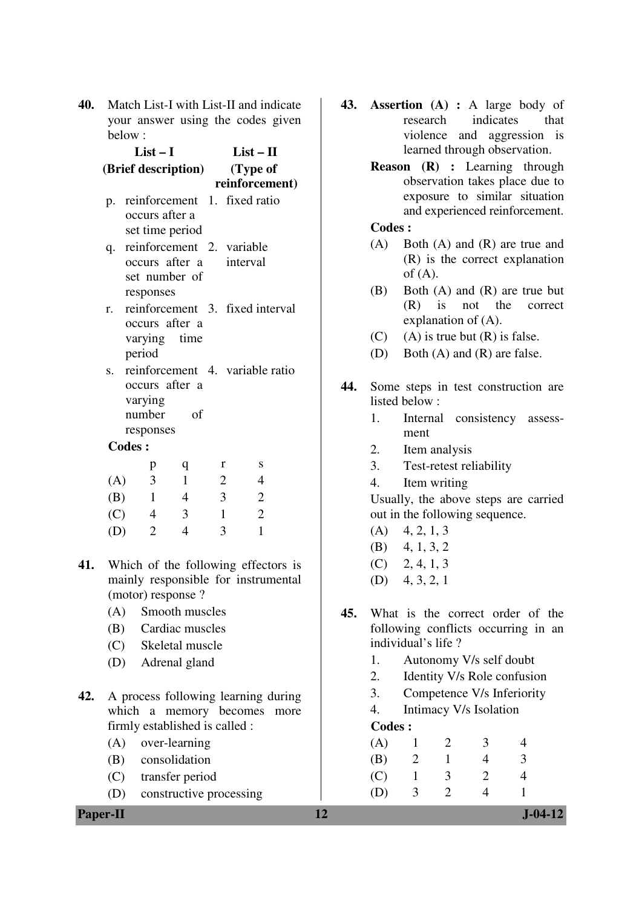**40.** Match List-I with List-II and indicate your answer using the codes given below :

| List – I (Brief description) | List – II (Type of reinforcement) |
|---|---|
| p. reinforcement occurs after a set time period | 1. fixed ratio |
| q. reinforcement occurs after a set number of responses | 2. variable interval |
| r. reinforcement occurs after a varying time period | 3. fixed interval |
| s. reinforcement occurs after a varying number of responses | 4. variable ratio |

**Codes :**

| | p | q | r | s |
|---|---|---|---|---|
| (A) | 3 | 1 | 2 | 4 |
| (B) | 1 | 4 | 3 | 2 |
| (C) | 4 | 3 | 1 | 2 |
| (D) | 2 | 4 | 3 | 1 |

**41.** Which of the following effectors is mainly responsible for instrumental (motor) response ?

(A) Smooth muscles
(B) Cardiac muscles
(C) Skeletal muscle
(D) Adrenal gland

**42.** A process following learning during which a memory becomes more firmly established is called :

(A) over-learning
(B) consolidation
(C) transfer period
(D) constructive processing

**43.** **Assertion (A) :** A large body of research indicates that violence and aggression is learned through observation.

**Reason (R) :** Learning through observation takes place due to exposure to similar situation and experienced reinforcement.

**Codes :**

(A) Both (A) and (R) are true and (R) is the correct explanation of (A).
(B) Both (A) and (R) are true but (R) is not the correct explanation of (A).
(C) (A) is true but (R) is false.
(D) Both (A) and (R) are false.

**44.** Some steps in test construction are listed below :

1. Internal consistency assessment
2. Item analysis
3. Test-retest reliability
4. Item writing

Usually, the above steps are carried out in the following sequence.

(A) 4, 2, 1, 3
(B) 4, 1, 3, 2
(C) 2, 4, 1, 3
(D) 4, 3, 2, 1

**45.** What is the correct order of the following conflicts occurring in an individual's life ?

1. Autonomy V/s self doubt
2. Identity V/s Role confusion
3. Competence V/s Inferiority
4. Intimacy V/s Isolation

**Codes :**

| | | | | |
|---|---|---|---|---|
| (A) | 1 | 2 | 3 | 4 |
| (B) | 2 | 1 | 4 | 3 |
| (C) | 1 | 3 | 2 | 4 |
| (D) | 3 | 2 | 4 | 1 |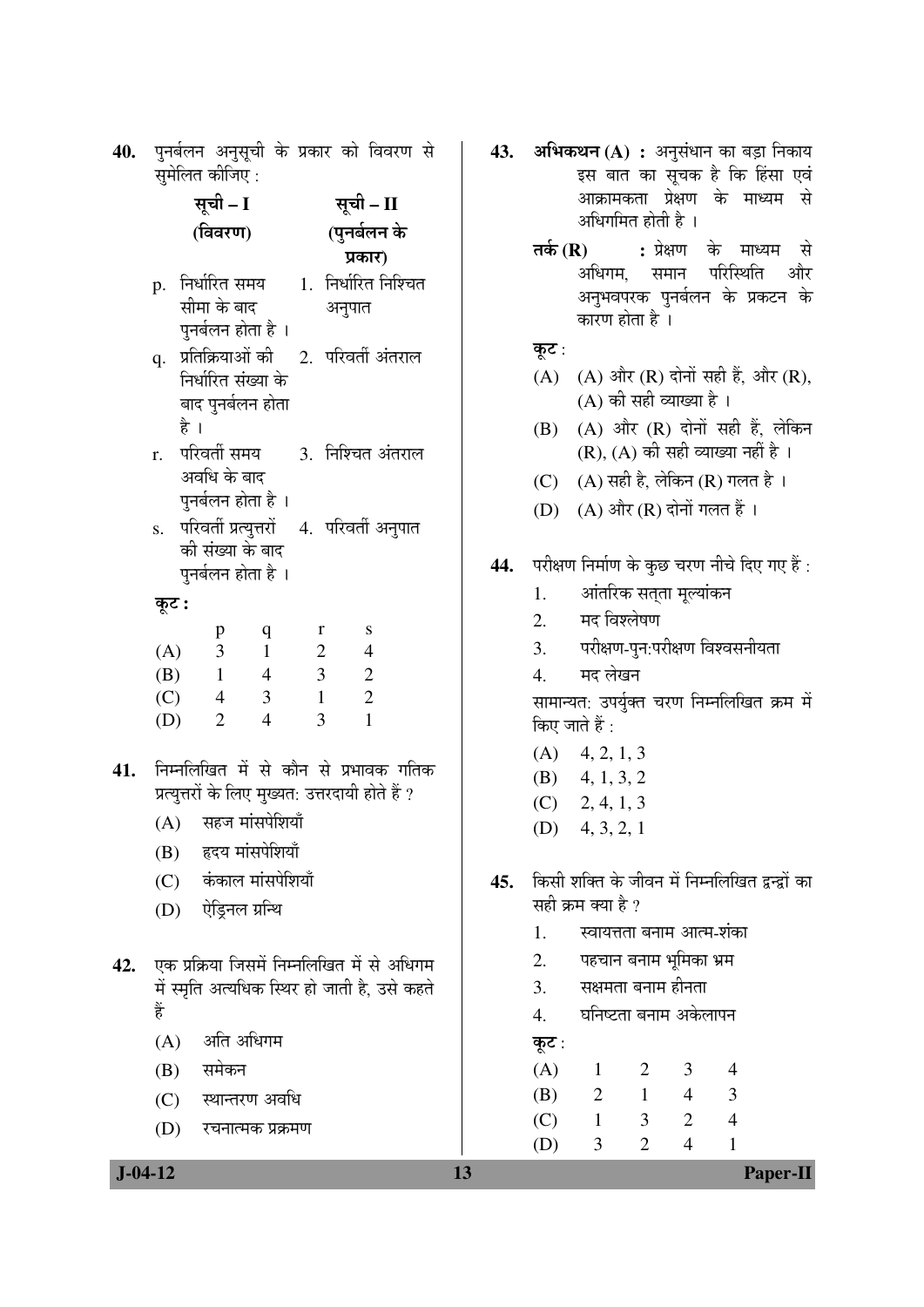**40.** पुनर्बलन अनुसूची के प्रकार को विवरण से सुमेलित कीजिए :

| सूची – I (विवरण) | सूची – II (पुनर्बलन के प्रकार) |
|---|---|
| p. निर्धारित समय सीमा के बाद पुनर्बलन होता है । | 1. निर्धारित निश्चित अनुपात |
| q. प्रतिक्रियाओं की निर्धारित संख्या के बाद पुनर्बलन होता है । | 2. परिवर्ती अंतराल |
| r. परिवर्ती समय अवधि के बाद पुनर्बलन होता है । | 3. निश्चित अंतराल |
| s. परिवर्ती प्रत्युत्तरों की संख्या के बाद पुनर्बलन होता है । | 4. परिवर्ती अनुपात |

**कूट :**

| | p | q | r | s |
|---|---|---|---|---|
| (A) | 3 | 1 | 2 | 4 |
| (B) | 1 | 4 | 3 | 2 |
| (C) | 4 | 3 | 1 | 2 |
| (D) | 2 | 4 | 3 | 1 |

**41.** निम्नलिखित में से कौन से प्रभावक गतिक प्रत्युत्तरों के लिए मुख्यतः उत्तरदायी होते हैं ?

(A) सहज मांसपेशियाँ

(B) हृदय मांसपेशियाँ

(C) कंकाल मांसपेशियाँ

(D) ऐड्रिनल ग्रन्थि

**42.** एक प्रक्रिया जिसमें निम्नलिखित में से अधिगम में स्मृति अत्यधिक स्थिर हो जाती है, उसे कहते हैं

(A) अति अधिगम

(B) समेकन

(C) स्थान्तरण अवधि

(D) रचनात्मक प्रक्रमण

**43.** **अभिकथन (A) :** अनुसंधान का बड़ा निकाय इस बात का सूचक है कि हिंसा एवं आक्रामकता प्रेक्षण के माध्यम से अधिगमित होती है ।

**तर्क (R) :** प्रेक्षण के माध्यम से अधिगम, समान परिस्थिति और अनुभवपरक पुनर्बलन के प्रकटन के कारण होता है ।

**कूट :**

(A) (A) और (R) दोनों सही हैं, और (R), (A) की सही व्याख्या है ।

(B) (A) और (R) दोनों सही हैं, लेकिन (R), (A) की सही व्याख्या नहीं है ।

(C) (A) सही है, लेकिन (R) गलत है ।

(D) (A) और (R) दोनों गलत हैं ।

**44.** परीक्षण निर्माण के कुछ चरण नीचे दिए गए हैं :

1. आंतरिक सत्ता मूल्यांकन
2. मद विश्लेषण
3. परीक्षण-पुनःपरीक्षण विश्वसनीयता
4. मद लेखन

सामान्यतः उपर्युक्त चरण निम्नलिखित क्रम में किए जाते हैं :

(A) 4, 2, 1, 3

(B) 4, 1, 3, 2

(C) 2, 4, 1, 3

(D) 4, 3, 2, 1

**45.** किसी शक्ति के जीवन में निम्नलिखित द्वन्द्वों का सही क्रम क्या है ?

1. स्वायत्तता बनाम आत्म-शंका
2. पहचान बनाम भूमिका भ्रम
3. सक्षमता बनाम हीनता
4. घनिष्टता बनाम अकेलापन

**कूट :**

| | | | | |
|---|---|---|---|---|
| (A) | 1 | 2 | 3 | 4 |
| (B) | 2 | 1 | 4 | 3 |
| (C) | 1 | 3 | 2 | 4 |
| (D) | 3 | 2 | 4 | 1 |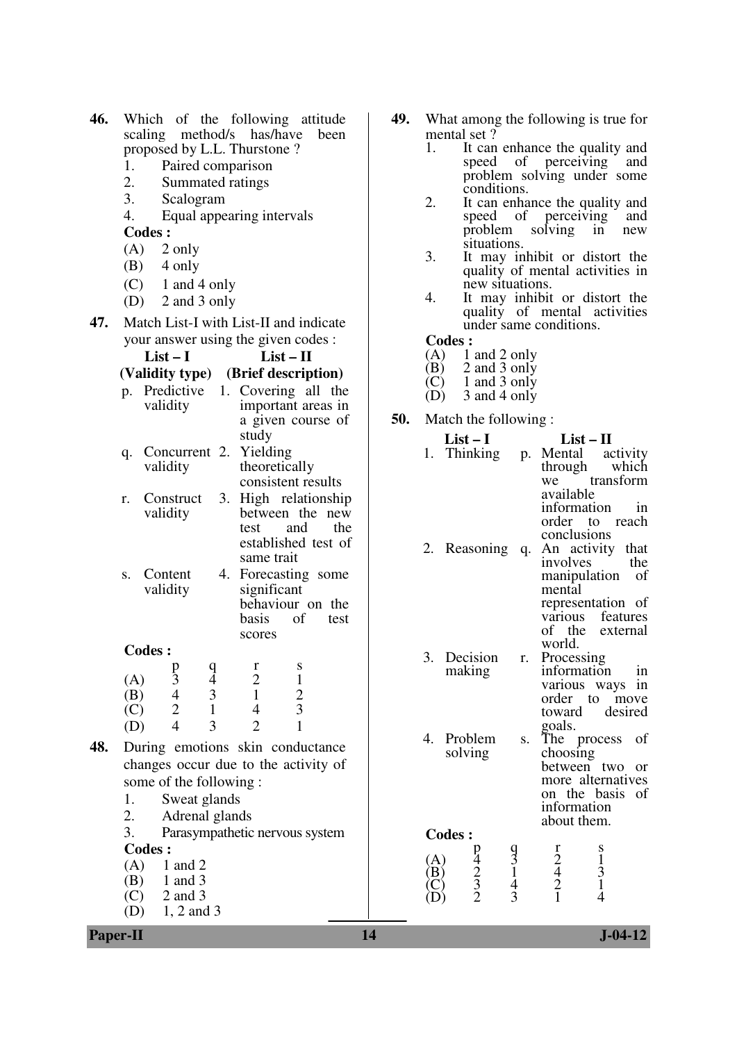**46.** Which of the following attitude scaling method/s has/have been proposed by L.L. Thurstone ?

1. Paired comparison
2. Summated ratings
3. Scalogram
4. Equal appearing intervals

**Codes :**

(A) 2 only
(B) 4 only
(C) 1 and 4 only
(D) 2 and 3 only

**47.** Match List-I with List-II and indicate your answer using the given codes :

| | List – I (Validity type) | | List – II (Brief description) |
|---|---|---|---|
| p. | Predictive validity | 1. | Covering all the important areas in a given course of study |
| q. | Concurrent validity | 2. | Yielding theoretically consistent results |
| r. | Construct validity | 3. | High relationship between the new test and the established test of same trait |
| s. | Content validity | 4. | Forecasting some significant behaviour on the basis of test scores |

**Codes :**

| | p | q | r | s |
|---|---|---|---|---|
| (A) | 3 | 4 | 2 | 1 |
| (B) | 4 | 3 | 1 | 2 |
| (C) | 2 | 1 | 4 | 3 |
| (D) | 4 | 3 | 2 | 1 |

**48.** During emotions skin conductance changes occur due to the activity of some of the following :

1. Sweat glands
2. Adrenal glands
3. Parasympathetic nervous system

**Codes :**

(A) 1 and 2
(B) 1 and 3
(C) 2 and 3
(D) 1, 2 and 3

**49.** What among the following is true for mental set ?

1. It can enhance the quality and speed of perceiving and problem solving under some conditions.
2. It can enhance the quality and speed of perceiving and problem solving in new situations.
3. It may inhibit or distort the quality of mental activities in new situations.
4. It may inhibit or distort the quality of mental activities under same conditions.

**Codes :**

(A) 1 and 2 only
(B) 2 and 3 only
(C) 1 and 3 only
(D) 3 and 4 only

**50.** Match the following :

| | List – I | | List – II |
|---|---|---|---|
| 1. | Thinking | p. | Mental activity through which we transform available information in order to reach conclusions |
| 2. | Reasoning | q. | An activity that involves the manipulation of mental representation of various features of the external world. |
| 3. | Decision making | r. | Processing information in various ways in order to move toward desired goals. |
| 4. | Problem solving | s. | The process of choosing between two or more alternatives on the basis of information about them. |

**Codes :**

| | p | q | r | s |
|---|---|---|---|---|
| (A) | 4 | 3 | 2 | 1 |
| (B) | 2 | 1 | 4 | 3 |
| (C) | 3 | 4 | 2 | 1 |
| (D) | 2 | 3 | 1 | 4 |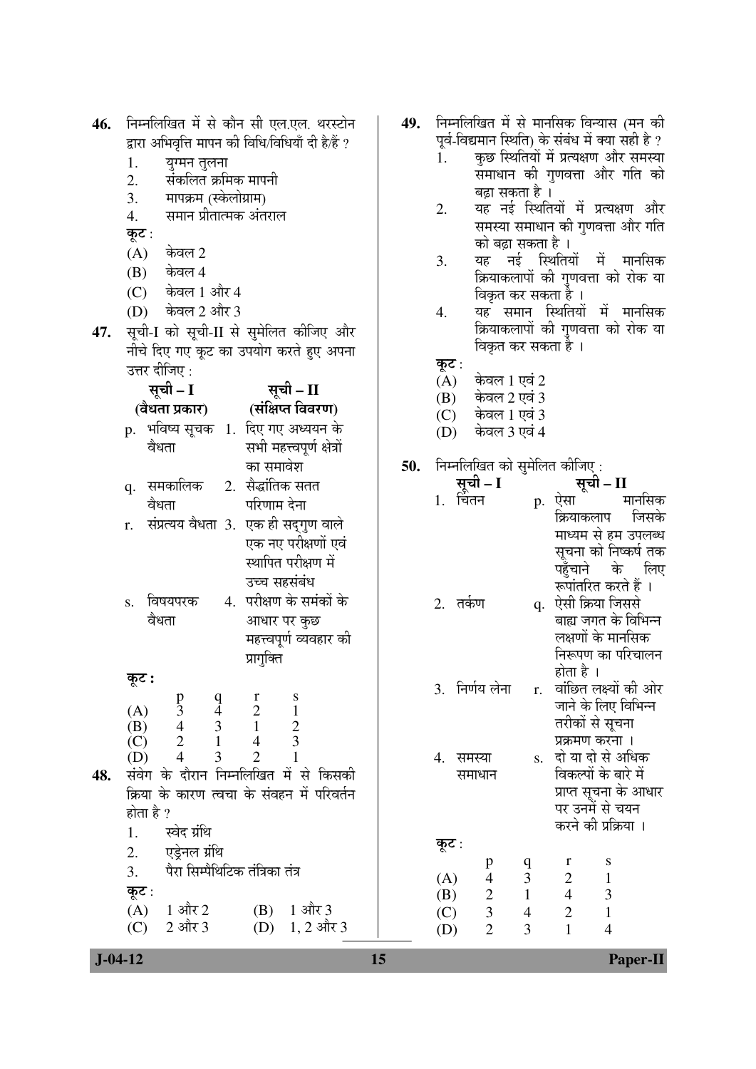**46.** निम्नलिखित में से कौन सी एल.एल. थरस्टोन द्वारा अभिवृत्ति मापन की विधि/विधियाँ दी है/हैं ?

1. युग्मन तुलना
2. संकलित क्रमिक मापनी
3. मापक्रम (स्केलोग्राम)
4. समान प्रीतात्मक अंतराल

**कूट :**

(A) केवल 2
(B) केवल 4
(C) केवल 1 और 4
(D) केवल 2 और 3

**47.** सूची-I को सूची-II से सुमेलित कीजिए और नीचे दिए गए कूट का उपयोग करते हुए अपना उत्तर दीजिए :

| सूची – I (वैधता प्रकार) | सूची – II (संक्षिप्त विवरण) |
|---|---|
| p. भविष्य सूचक वैधता | 1. दिए गए अध्ययन के सभी महत्त्वपूर्ण क्षेत्रों का समावेश |
| q. समकालिक वैधता | 2. सैद्धांतिक सतत परिणाम देना |
| r. संप्रत्यय वैधता | 3. एक ही सद्गुण वाले एक नए परीक्षणों एवं स्थापित परीक्षण में उच्च सहसंबंध |
| s. विषयपरक वैधता | 4. परीक्षण के समंकों के आधार पर कुछ महत्त्वपूर्ण व्यवहार की प्रागुक्ति |

**कूट :**

| | p | q | r | s |
|---|---|---|---|---|
| (A) | 3 | 4 | 2 | 1 |
| (B) | 4 | 3 | 1 | 2 |
| (C) | 2 | 1 | 4 | 3 |
| (D) | 4 | 3 | 2 | 1 |

**48.** संवेग के दौरान निम्नलिखित में से किसकी क्रिया के कारण त्वचा के संवहन में परिवर्तन होता है ?

1. स्वेद ग्रंथि
2. एड्रेनल ग्रंथि
3. पैरा सिम्पैथिटिक तंत्रिका तंत्र

**कूट :**

(A) 1 और 2 (B) 1 और 3
(C) 2 और 3 (D) 1, 2 और 3

**49.** निम्नलिखित में से मानसिक विन्यास (मन की पूर्व-विद्यमान स्थिति) के संबंध में क्या सही है ?

1. कुछ स्थितियों में प्रत्यक्षण और समस्या समाधान की गुणवत्ता और गति को बढ़ा सकता है ।
2. यह नई स्थितियों में प्रत्यक्षण और समस्या समाधान की गुणवत्ता और गति को बढ़ा सकता है ।
3. यह नई स्थितियों में मानसिक क्रियाकलापों की गुणवत्ता को रोक या विकृत कर सकता है ।
4. यह समान स्थितियों में मानसिक क्रियाकलापों की गुणवत्ता को रोक या विकृत कर सकता है ।

**कूट :**

(A) केवल 1 एवं 2
(B) केवल 2 एवं 3
(C) केवल 1 एवं 3
(D) केवल 3 एवं 4

**50.** निम्नलिखित को सुमेलित कीजिए :

| सूची – I | सूची – II |
|---|---|
| 1. चिंतन | p. ऐसा मानसिक क्रियाकलाप जिसके माध्यम से हम उपलब्ध सूचना को निष्कर्ष तक पहुँचाने के लिए रूपांतरित करते हैं । |
| 2. तर्कण | q. ऐसी क्रिया जिससे बाह्य जगत के विभिन्न लक्षणों के मानसिक निरूपण का परिचालन होता है । |
| 3. निर्णय लेना | r. वांछित लक्ष्यों की ओर जाने के लिए विभिन्न तरीकों से सूचना प्रक्रमण करना । |
| 4. समस्या समाधान | s. दो या दो से अधिक विकल्पों के बारे में प्राप्त सूचना के आधार पर उनमें से चयन करने की प्रक्रिया । |

**कूट :**

| | p | q | r | s |
|---|---|---|---|---|
| (A) | 4 | 3 | 2 | 1 |
| (B) | 2 | 1 | 4 | 3 |
| (C) | 3 | 4 | 2 | 1 |
| (D) | 2 | 3 | 1 | 4 |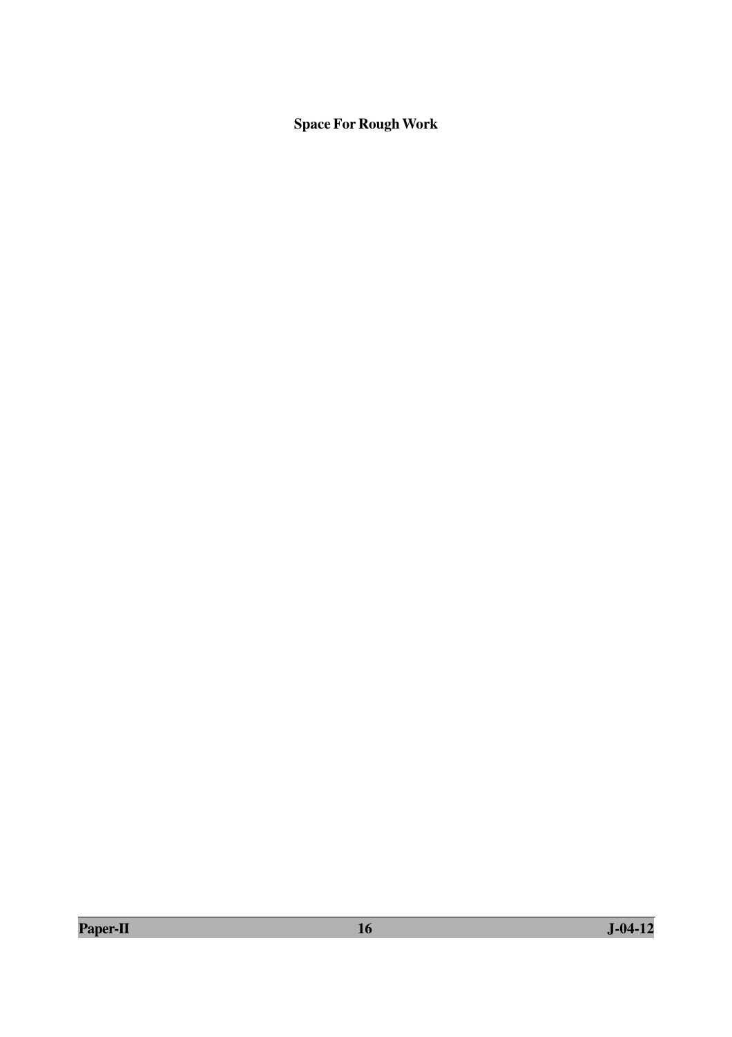**Space For Rough Work**